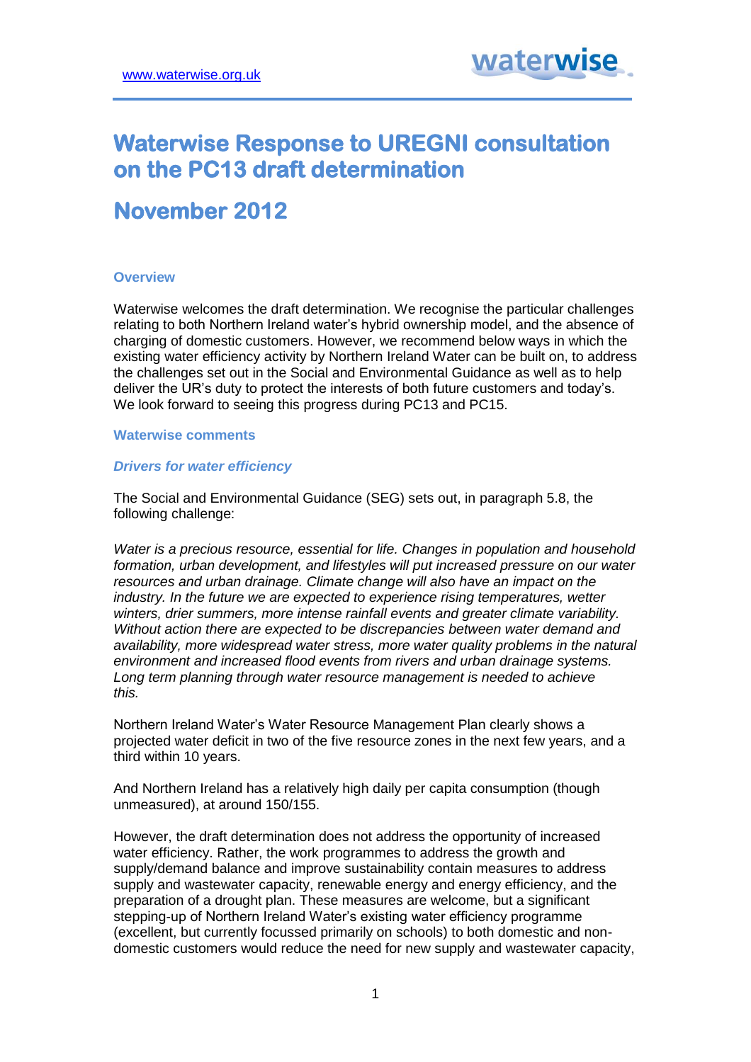www.waterwise.org.uk

# Waterwise Response to UREGNI consultation on the PC13 draft determination

# November 2012

### Overview

Waterwise welcomes the draft determination. We recognise the particular challenges relating to both Northern Ireland water's hybrid ownership model, and the absence of charging of domestic customers. However, we recommend below ways in which the existing water efficiency activity by Northern Ireland Water can be built on, to address the challenges set out in the Social and Environmental Guidance as well as to help deliver the UR's duty to protect the interests of both future customers and today's. We look forward to seeing this progress during PC13 and PC15.

### Waterwise comments

#### *Drivers for water efficiency*

The Social and Environmental Guidance (SEG) sets out, in paragraph 5.8, the following challenge:

*Water is a precious resource, essential for life. Changes in population and household formation, urban development, and lifestyles will put increased pressure on our water resources and urban drainage. Climate change will also have an impact on the industry. In the future we are expected to experience rising temperatures, wetter winters, drier summers, more intense rainfall events and greater climate variability. Without action there are expected to be discrepancies between water demand and availability, more widespread water stress, more water quality problems in the natural environment and increased flood events from rivers and urban drainage systems. Long term planning through water resource management is needed to achieve this.*

Northern Ireland Water's Water Resource Management Plan clearly shows a projected water deficit in two of the five resource zones in the next few years, and a third within 10 years.

And Northern Ireland has a relatively high daily per capita consumption (though unmeasured), at around 150/155.

However, the draft determination does not address the opportunity of increased water efficiency. Rather, the work programmes to address the growth and supply/demand balance and improve sustainability contain measures to address supply and wastewater capacity, renewable energy and energy efficiency, and the preparation of a drought plan. These measures are welcome, but a significant stepping-up of Northern Ireland Water's existing water efficiency programme (excellent, but currently focussed primarily on schools) to both domestic and non-domestic customers would reduce the need for new supply and wastewater capacity,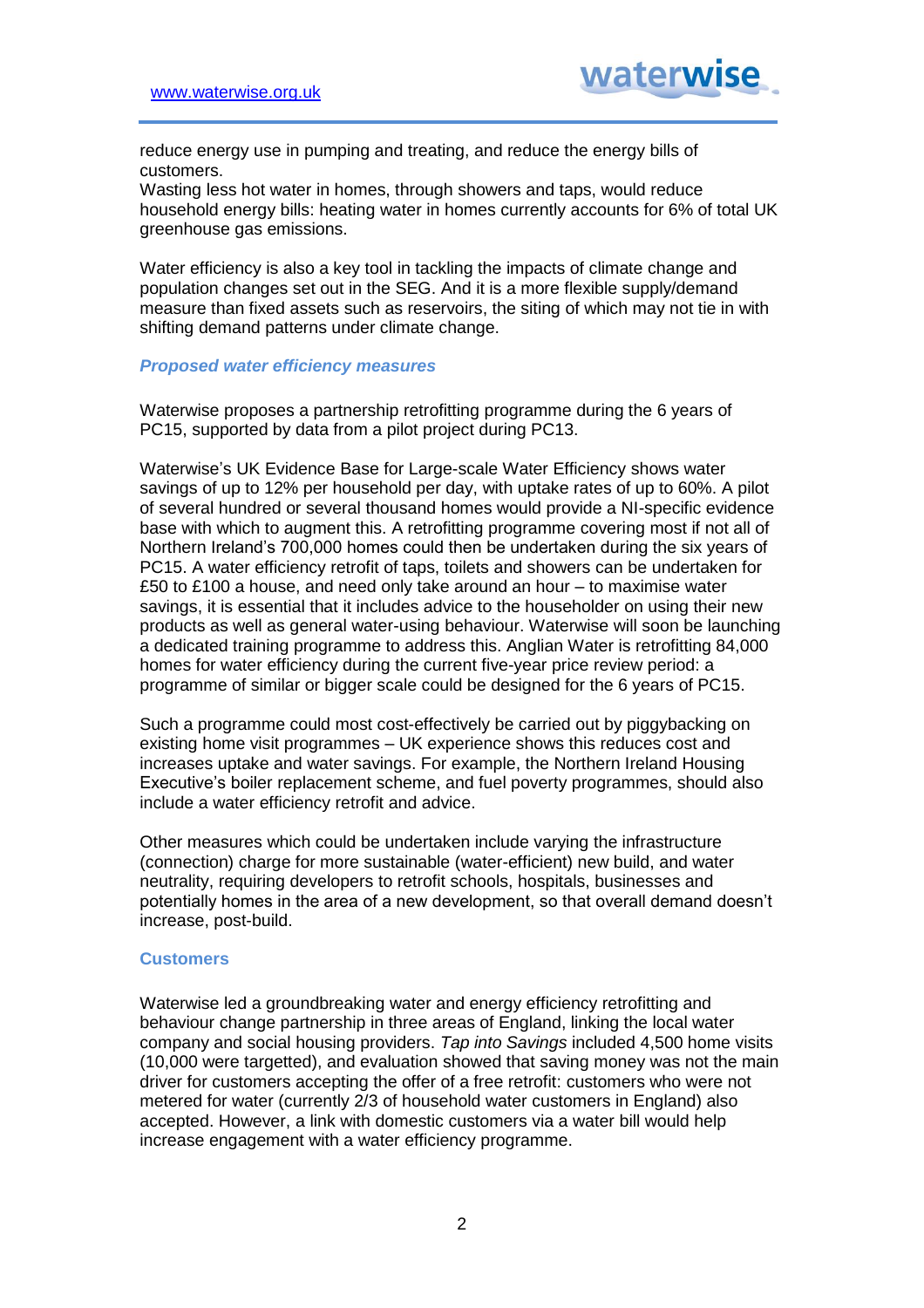reduce energy use in pumping and treating, and reduce the energy bills of customers.
Wasting less hot water in homes, through showers and taps, would reduce household energy bills: heating water in homes currently accounts for 6% of total UK greenhouse gas emissions.

Water efficiency is also a key tool in tackling the impacts of climate change and population changes set out in the SEG. And it is a more flexible supply/demand measure than fixed assets such as reservoirs, the siting of which may not tie in with shifting demand patterns under climate change.

### *Proposed water efficiency measures*

Waterwise proposes a partnership retrofitting programme during the 6 years of PC15, supported by data from a pilot project during PC13.

Waterwise's UK Evidence Base for Large-scale Water Efficiency shows water savings of up to 12% per household per day, with uptake rates of up to 60%. A pilot of several hundred or several thousand homes would provide a NI-specific evidence base with which to augment this. A retrofitting programme covering most if not all of Northern Ireland's 700,000 homes could then be undertaken during the six years of PC15. A water efficiency retrofit of taps, toilets and showers can be undertaken for £50 to £100 a house, and need only take around an hour – to maximise water savings, it is essential that it includes advice to the householder on using their new products as well as general water-using behaviour. Waterwise will soon be launching a dedicated training programme to address this. Anglian Water is retrofitting 84,000 homes for water efficiency during the current five-year price review period: a programme of similar or bigger scale could be designed for the 6 years of PC15.

Such a programme could most cost-effectively be carried out by piggybacking on existing home visit programmes – UK experience shows this reduces cost and increases uptake and water savings. For example, the Northern Ireland Housing Executive's boiler replacement scheme, and fuel poverty programmes, should also include a water efficiency retrofit and advice.

Other measures which could be undertaken include varying the infrastructure (connection) charge for more sustainable (water-efficient) new build, and water neutrality, requiring developers to retrofit schools, hospitals, businesses and potentially homes in the area of a new development, so that overall demand doesn't increase, post-build.

### Customers

Waterwise led a groundbreaking water and energy efficiency retrofitting and behaviour change partnership in three areas of England, linking the local water company and social housing providers. *Tap into Savings* included 4,500 home visits (10,000 were targetted), and evaluation showed that saving money was not the main driver for customers accepting the offer of a free retrofit: customers who were not metered for water (currently 2/3 of household water customers in England) also accepted. However, a link with domestic customers via a water bill would help increase engagement with a water efficiency programme.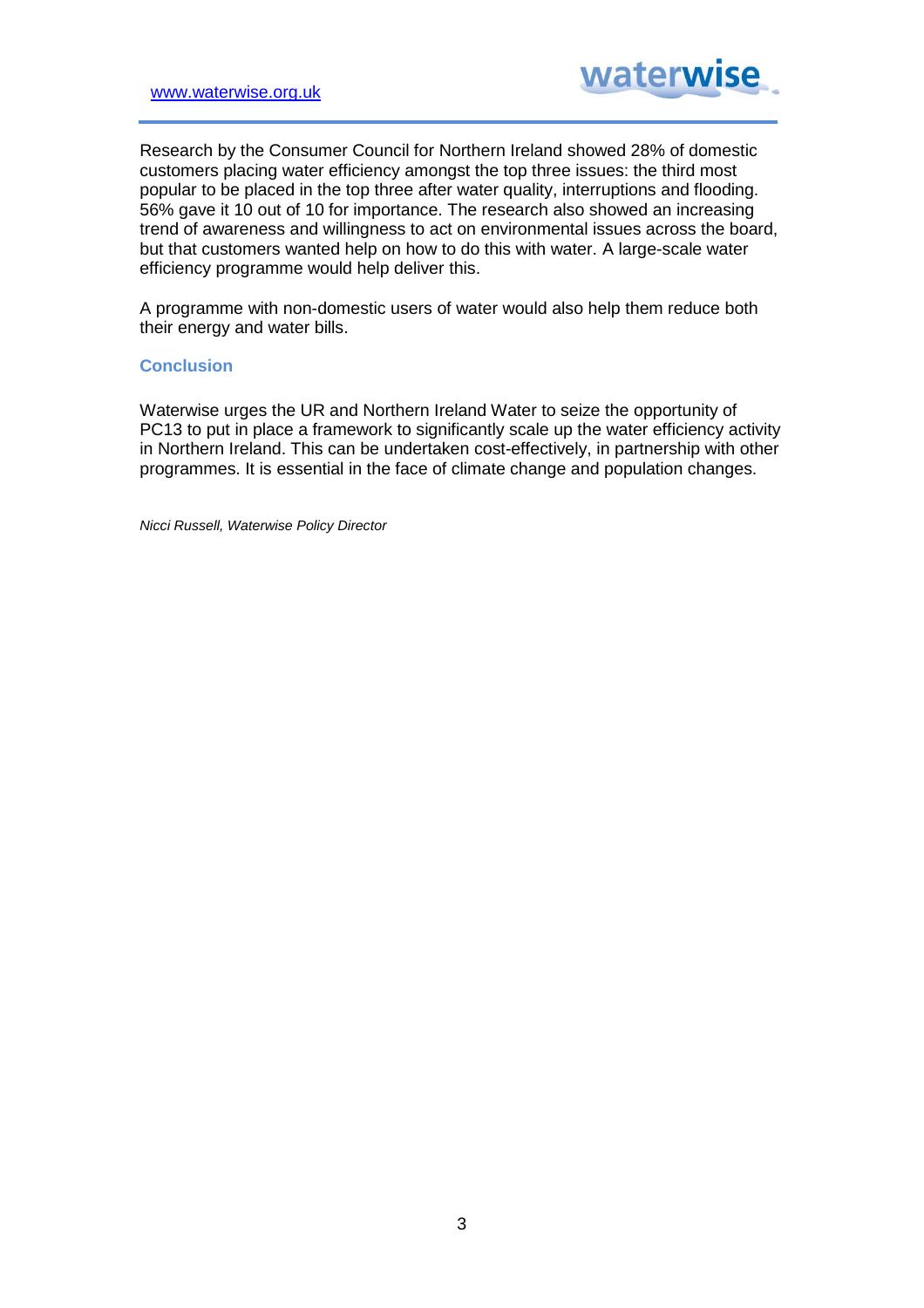Research by the Consumer Council for Northern Ireland showed 28% of domestic customers placing water efficiency amongst the top three issues: the third most popular to be placed in the top three after water quality, interruptions and flooding. 56% gave it 10 out of 10 for importance. The research also showed an increasing trend of awareness and willingness to act on environmental issues across the board, but that customers wanted help on how to do this with water. A large-scale water efficiency programme would help deliver this.

A programme with non-domestic users of water would also help them reduce both their energy and water bills.

## Conclusion

Waterwise urges the UR and Northern Ireland Water to seize the opportunity of PC13 to put in place a framework to significantly scale up the water efficiency activity in Northern Ireland. This can be undertaken cost-effectively, in partnership with other programmes. It is essential in the face of climate change and population changes.

*Nicci Russell, Waterwise Policy Director*